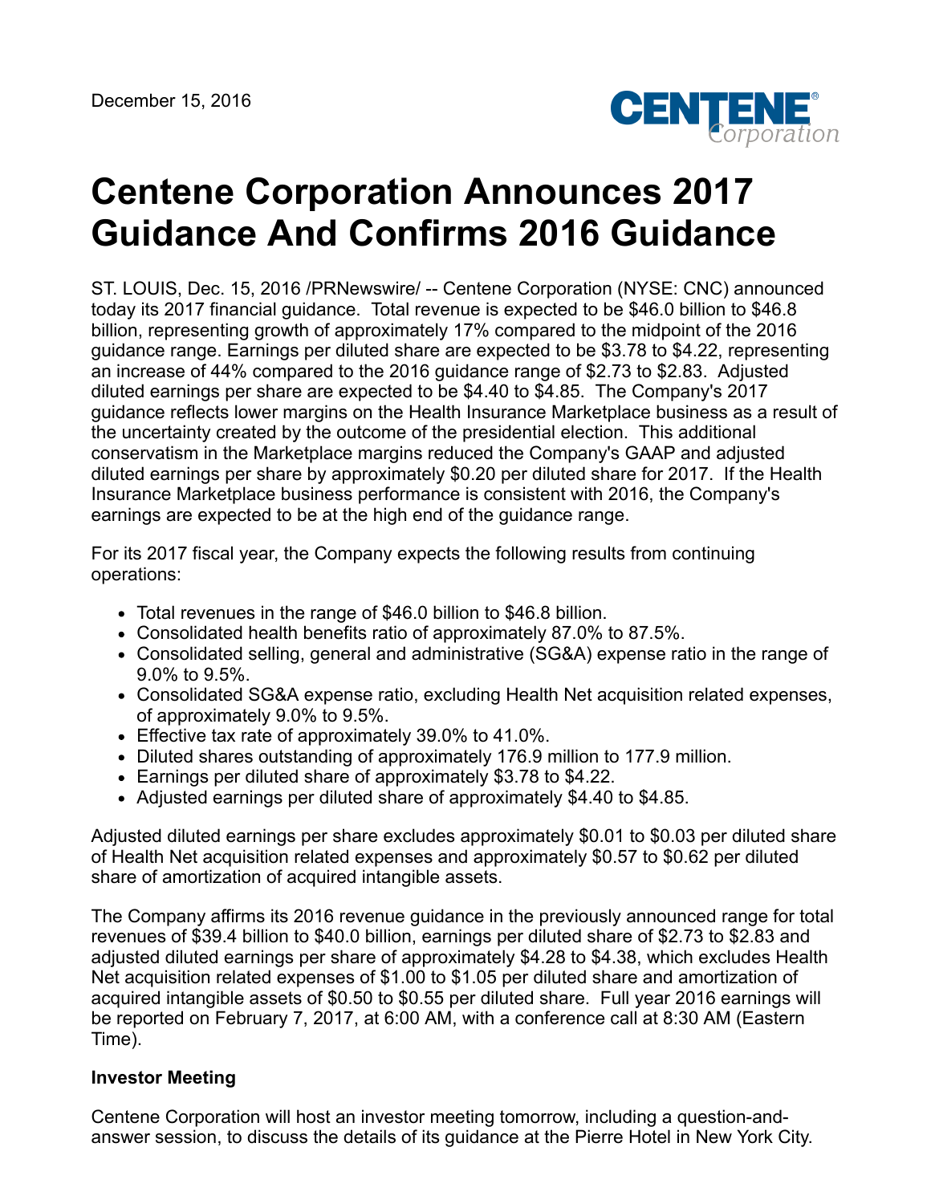December 15, 2016

# Centene Corporation Announces 2017 Guidance And Confirms 2016 Guidance

ST. LOUIS, Dec. 15, 2016 /PRNewswire/ -- Centene Corporation (NYSE: CNC) announced today its 2017 financial guidance. Total revenue is expected to be $46.0 billion to $46.8 billion, representing growth of approximately 17% compared to the midpoint of the 2016 guidance range. Earnings per diluted share are expected to be $3.78 to $4.22, representing an increase of 44% compared to the 2016 guidance range of $2.73 to $2.83. Adjusted diluted earnings per share are expected to be $4.40 to $4.85. The Company's 2017 guidance reflects lower margins on the Health Insurance Marketplace business as a result of the uncertainty created by the outcome of the presidential election. This additional conservatism in the Marketplace margins reduced the Company's GAAP and adjusted diluted earnings per share by approximately $0.20 per diluted share for 2017. If the Health Insurance Marketplace business performance is consistent with 2016, the Company's earnings are expected to be at the high end of the guidance range.

For its 2017 fiscal year, the Company expects the following results from continuing operations:

- Total revenues in the range of $46.0 billion to $46.8 billion.
- Consolidated health benefits ratio of approximately 87.0% to 87.5%.
- Consolidated selling, general and administrative (SG&A) expense ratio in the range of 9.0% to 9.5%.
- Consolidated SG&A expense ratio, excluding Health Net acquisition related expenses, of approximately 9.0% to 9.5%.
- Effective tax rate of approximately 39.0% to 41.0%.
- Diluted shares outstanding of approximately 176.9 million to 177.9 million.
- Earnings per diluted share of approximately $3.78 to $4.22.
- Adjusted earnings per diluted share of approximately $4.40 to $4.85.

Adjusted diluted earnings per share excludes approximately $0.01 to $0.03 per diluted share of Health Net acquisition related expenses and approximately $0.57 to $0.62 per diluted share of amortization of acquired intangible assets.

The Company affirms its 2016 revenue guidance in the previously announced range for total revenues of $39.4 billion to $40.0 billion, earnings per diluted share of $2.73 to $2.83 and adjusted diluted earnings per share of approximately $4.28 to $4.38, which excludes Health Net acquisition related expenses of $1.00 to $1.05 per diluted share and amortization of acquired intangible assets of $0.50 to $0.55 per diluted share. Full year 2016 earnings will be reported on February 7, 2017, at 6:00 AM, with a conference call at 8:30 AM (Eastern Time).

**Investor Meeting**

Centene Corporation will host an investor meeting tomorrow, including a question-and-answer session, to discuss the details of its guidance at the Pierre Hotel in New York City.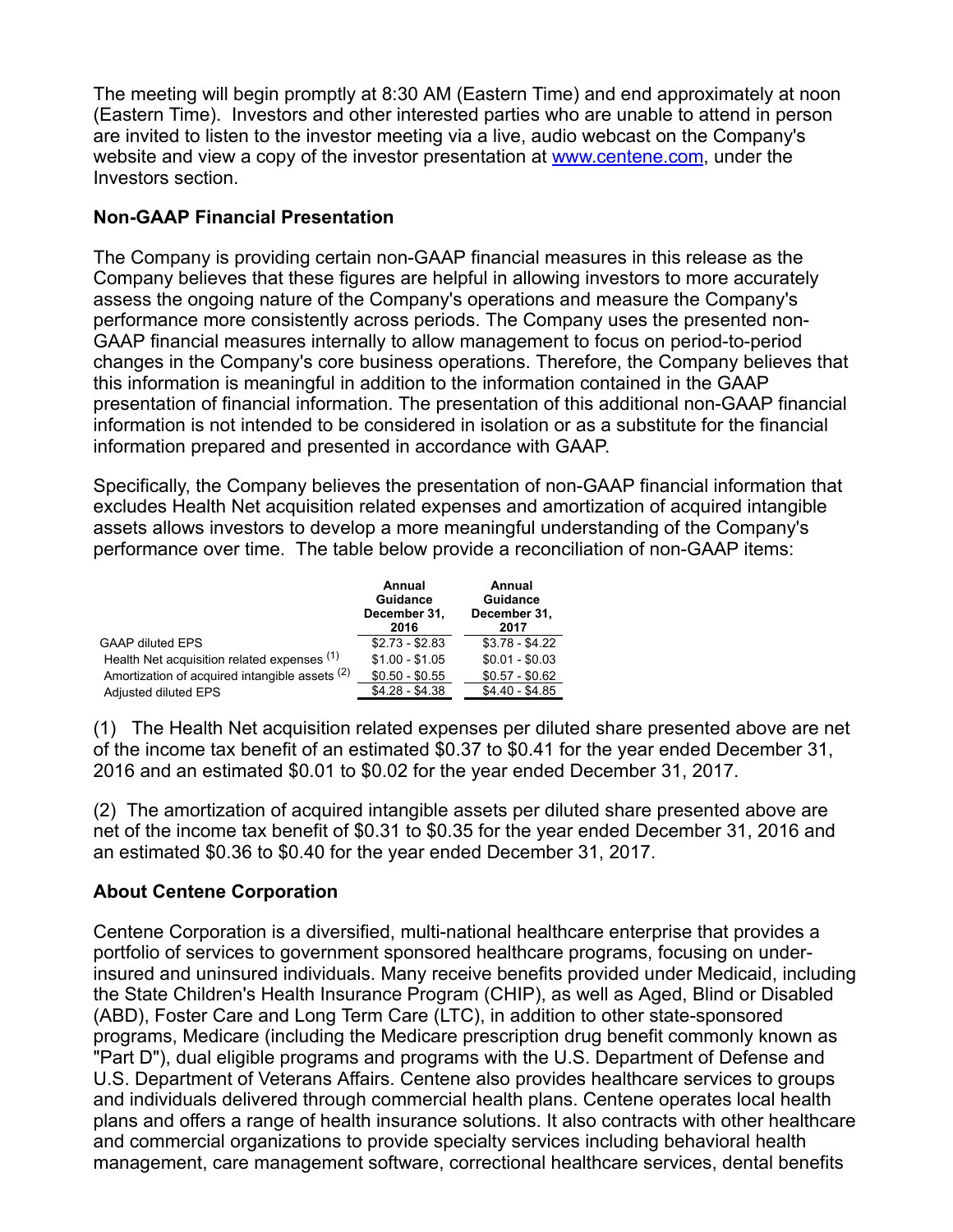The meeting will begin promptly at 8:30 AM (Eastern Time) and end approximately at noon (Eastern Time). Investors and other interested parties who are unable to attend in person are invited to listen to the investor meeting via a live, audio webcast on the Company's website and view a copy of the investor presentation at www.centene.com, under the Investors section.

**Non-GAAP Financial Presentation**

The Company is providing certain non-GAAP financial measures in this release as the Company believes that these figures are helpful in allowing investors to more accurately assess the ongoing nature of the Company's operations and measure the Company's performance more consistently across periods. The Company uses the presented non-GAAP financial measures internally to allow management to focus on period-to-period changes in the Company's core business operations. Therefore, the Company believes that this information is meaningful in addition to the information contained in the GAAP presentation of financial information. The presentation of this additional non-GAAP financial information is not intended to be considered in isolation or as a substitute for the financial information prepared and presented in accordance with GAAP.

Specifically, the Company believes the presentation of non-GAAP financial information that excludes Health Net acquisition related expenses and amortization of acquired intangible assets allows investors to develop a more meaningful understanding of the Company's performance over time. The table below provide a reconciliation of non-GAAP items:

| | Annual Guidance December 31, 2016 | Annual Guidance December 31, 2017 |
|---|---|---|
| GAAP diluted EPS | $2.73 - $2.83 | $3.78 - $4.22 |
| Health Net acquisition related expenses (1) | $1.00 - $1.05 | $0.01 - $0.03 |
| Amortization of acquired intangible assets (2) | $0.50 - $0.55 | $0.57 - $0.62 |
| Adjusted diluted EPS | $4.28 - $4.38 | $4.40 - $4.85 |

(1) The Health Net acquisition related expenses per diluted share presented above are net of the income tax benefit of an estimated $0.37 to $0.41 for the year ended December 31, 2016 and an estimated $0.01 to $0.02 for the year ended December 31, 2017.

(2) The amortization of acquired intangible assets per diluted share presented above are net of the income tax benefit of $0.31 to $0.35 for the year ended December 31, 2016 and an estimated $0.36 to $0.40 for the year ended December 31, 2017.

**About Centene Corporation**

Centene Corporation is a diversified, multi-national healthcare enterprise that provides a portfolio of services to government sponsored healthcare programs, focusing on under-insured and uninsured individuals. Many receive benefits provided under Medicaid, including the State Children's Health Insurance Program (CHIP), as well as Aged, Blind or Disabled (ABD), Foster Care and Long Term Care (LTC), in addition to other state-sponsored programs, Medicare (including the Medicare prescription drug benefit commonly known as "Part D"), dual eligible programs and programs with the U.S. Department of Defense and U.S. Department of Veterans Affairs. Centene also provides healthcare services to groups and individuals delivered through commercial health plans. Centene operates local health plans and offers a range of health insurance solutions. It also contracts with other healthcare and commercial organizations to provide specialty services including behavioral health management, care management software, correctional healthcare services, dental benefits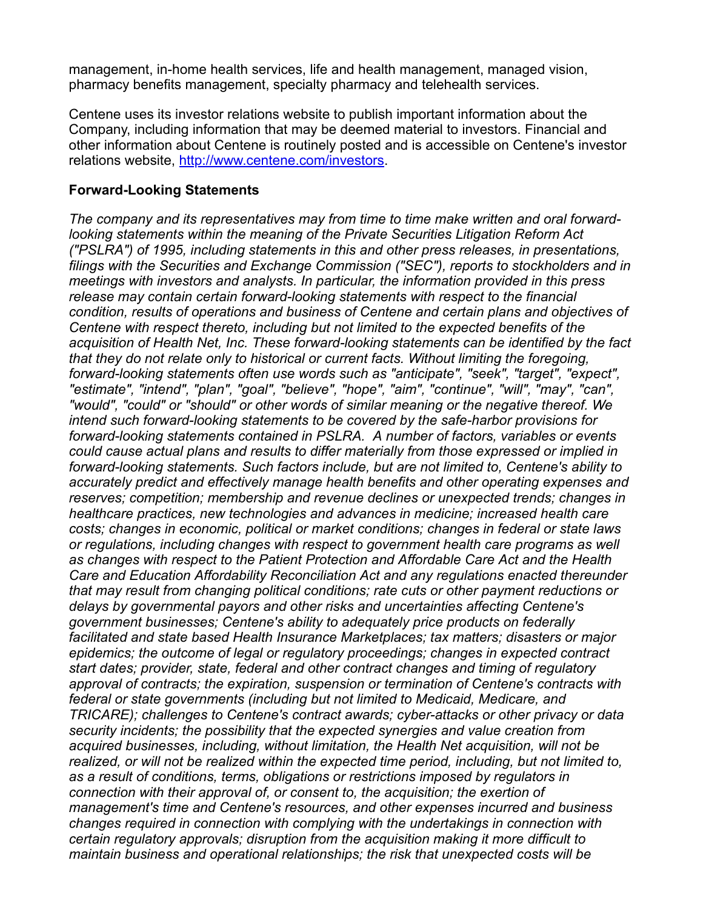management, in-home health services, life and health management, managed vision, pharmacy benefits management, specialty pharmacy and telehealth services.

Centene uses its investor relations website to publish important information about the Company, including information that may be deemed material to investors. Financial and other information about Centene is routinely posted and is accessible on Centene's investor relations website, [http://www.centene.com/investors](http://www.centene.com/investors).

**Forward-Looking Statements**

*The company and its representatives may from time to time make written and oral forward-looking statements within the meaning of the Private Securities Litigation Reform Act ("PSLRA") of 1995, including statements in this and other press releases, in presentations, filings with the Securities and Exchange Commission ("SEC"), reports to stockholders and in meetings with investors and analysts. In particular, the information provided in this press release may contain certain forward-looking statements with respect to the financial condition, results of operations and business of Centene and certain plans and objectives of Centene with respect thereto, including but not limited to the expected benefits of the acquisition of Health Net, Inc. These forward-looking statements can be identified by the fact that they do not relate only to historical or current facts. Without limiting the foregoing, forward-looking statements often use words such as "anticipate", "seek", "target", "expect", "estimate", "intend", "plan", "goal", "believe", "hope", "aim", "continue", "will", "may", "can", "would", "could" or "should" or other words of similar meaning or the negative thereof. We intend such forward-looking statements to be covered by the safe-harbor provisions for forward-looking statements contained in PSLRA. A number of factors, variables or events could cause actual plans and results to differ materially from those expressed or implied in forward-looking statements. Such factors include, but are not limited to, Centene's ability to accurately predict and effectively manage health benefits and other operating expenses and reserves; competition; membership and revenue declines or unexpected trends; changes in healthcare practices, new technologies and advances in medicine; increased health care costs; changes in economic, political or market conditions; changes in federal or state laws or regulations, including changes with respect to government health care programs as well as changes with respect to the Patient Protection and Affordable Care Act and the Health Care and Education Affordability Reconciliation Act and any regulations enacted thereunder that may result from changing political conditions; rate cuts or other payment reductions or delays by governmental payors and other risks and uncertainties affecting Centene's government businesses; Centene's ability to adequately price products on federally facilitated and state based Health Insurance Marketplaces; tax matters; disasters or major epidemics; the outcome of legal or regulatory proceedings; changes in expected contract start dates; provider, state, federal and other contract changes and timing of regulatory approval of contracts; the expiration, suspension or termination of Centene's contracts with federal or state governments (including but not limited to Medicaid, Medicare, and TRICARE); challenges to Centene's contract awards; cyber-attacks or other privacy or data security incidents; the possibility that the expected synergies and value creation from acquired businesses, including, without limitation, the Health Net acquisition, will not be realized, or will not be realized within the expected time period, including, but not limited to, as a result of conditions, terms, obligations or restrictions imposed by regulators in connection with their approval of, or consent to, the acquisition; the exertion of management's time and Centene's resources, and other expenses incurred and business changes required in connection with complying with the undertakings in connection with certain regulatory approvals; disruption from the acquisition making it more difficult to maintain business and operational relationships; the risk that unexpected costs will be*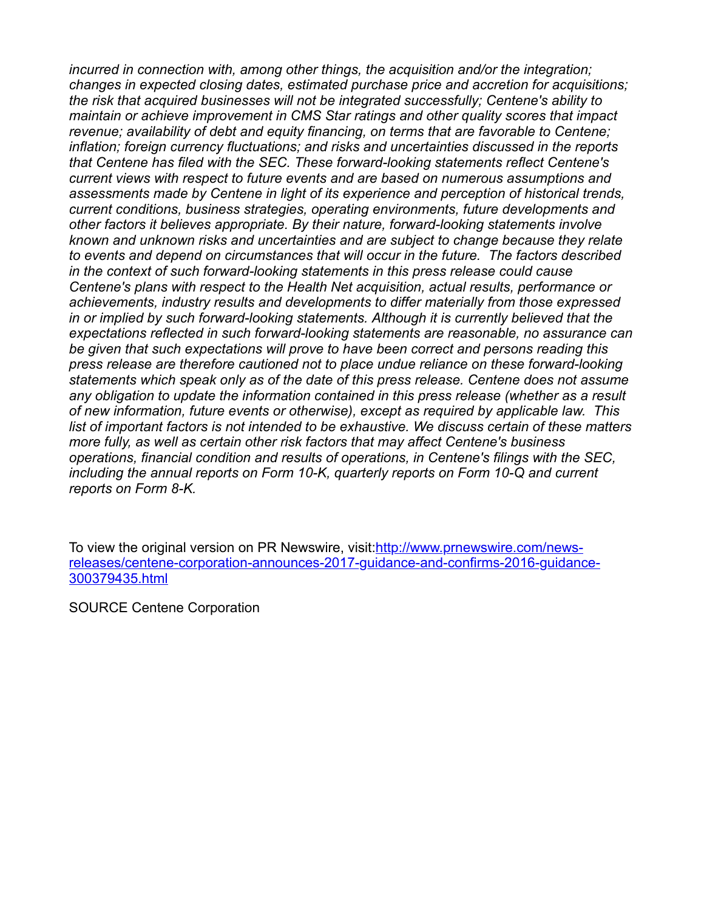*incurred in connection with, among other things, the acquisition and/or the integration; changes in expected closing dates, estimated purchase price and accretion for acquisitions; the risk that acquired businesses will not be integrated successfully; Centene's ability to maintain or achieve improvement in CMS Star ratings and other quality scores that impact revenue; availability of debt and equity financing, on terms that are favorable to Centene; inflation; foreign currency fluctuations; and risks and uncertainties discussed in the reports that Centene has filed with the SEC. These forward-looking statements reflect Centene's current views with respect to future events and are based on numerous assumptions and assessments made by Centene in light of its experience and perception of historical trends, current conditions, business strategies, operating environments, future developments and other factors it believes appropriate. By their nature, forward-looking statements involve known and unknown risks and uncertainties and are subject to change because they relate to events and depend on circumstances that will occur in the future. The factors described in the context of such forward-looking statements in this press release could cause Centene's plans with respect to the Health Net acquisition, actual results, performance or achievements, industry results and developments to differ materially from those expressed in or implied by such forward-looking statements. Although it is currently believed that the expectations reflected in such forward-looking statements are reasonable, no assurance can be given that such expectations will prove to have been correct and persons reading this press release are therefore cautioned not to place undue reliance on these forward-looking statements which speak only as of the date of this press release. Centene does not assume any obligation to update the information contained in this press release (whether as a result of new information, future events or otherwise), except as required by applicable law. This list of important factors is not intended to be exhaustive. We discuss certain of these matters more fully, as well as certain other risk factors that may affect Centene's business operations, financial condition and results of operations, in Centene's filings with the SEC, including the annual reports on Form 10-K, quarterly reports on Form 10-Q and current reports on Form 8-K.*

To view the original version on PR Newswire, visit:[http://www.prnewswire.com/news-releases/centene-corporation-announces-2017-guidance-and-confirms-2016-guidance-300379435.html](http://www.prnewswire.com/news-releases/centene-corporation-announces-2017-guidance-and-confirms-2016-guidance-300379435.html)

SOURCE Centene Corporation